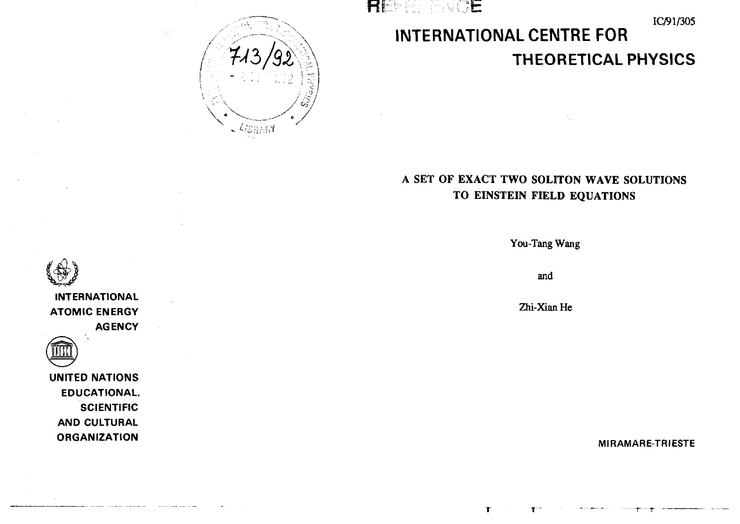REFERENCE

IC/91/305

# INTERNATIONAL CENTRE FOR THEORETICAL PHYSICS

## A SET OF EXACT TWO SOLITON WAVE SOLUTIONS TO EINSTEIN FIELD EQUATIONS

You-Tang Wang

and

Zhi-Xian He

INTERNATIONAL ATOMIC ENERGY AGENCY

UNITED NATIONS EDUCATIONAL, SCIENTIFIC AND CULTURAL ORGANIZATION

MIRAMARE-TRIESTE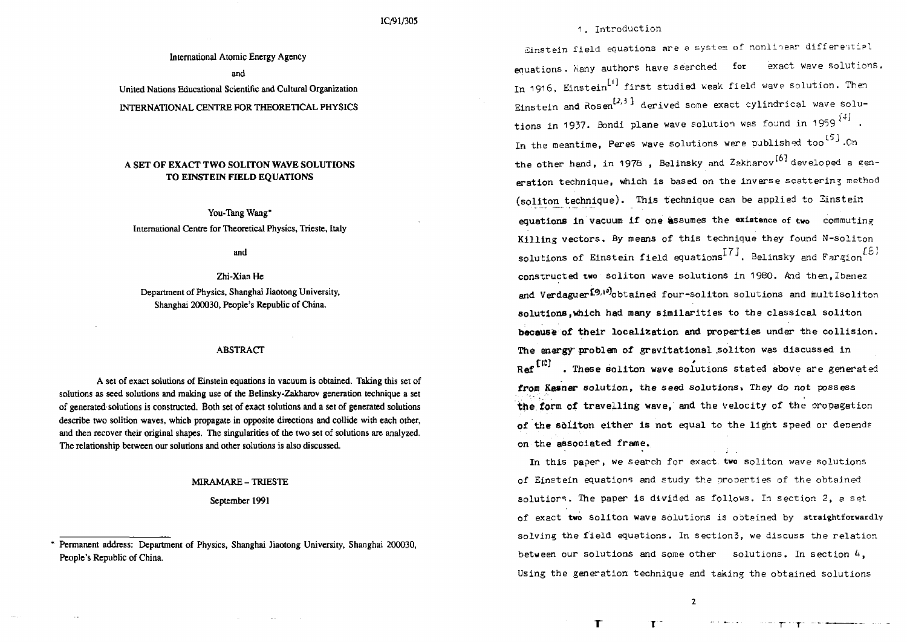IC/91/305

International Atomic Energy Agency

and

United Nations Educational Scientific and Cultural Organization

INTERNATIONAL CENTRE FOR THEORETICAL PHYSICS

# A SET OF EXACT TWO SOLITON WAVE SOLUTIONS TO EINSTEIN FIELD EQUATIONS

You-Tang Wang*

International Centre for Theoretical Physics, Trieste, Italy

and

Zhi-Xian He

Department of Physics, Shanghai Jiaotong University, Shanghai 200030, People's Republic of China.

## ABSTRACT

A set of exact solutions of Einstein equations in vacuum is obtained. Taking this set of solutions as seed solutions and making use of the Belinsky-Zakharov generation technique a set of generated solutions is constructed. Both set of exact solutions and a set of generated solutions describe two solition waves, which propagate in opposite directions and collide with each other, and then recover their original shapes. The singularities of the two set of solutions are analyzed. The relationship between our solutions and other solutions is also discussed.

MIRAMARE – TRIESTE

September 1991

\* Permanent address: Department of Physics, Shanghai Jiaotong University, Shanghai 200030, People's Republic of China.

## 1. Introduction

Einstein field equations are a system of nonlinear differential equations. Many authors have searched for exact wave solutions. In 1916, Einstein[1] first studied weak field wave solution. Then Einstein and Rosen[2,3] derived some exact cylindrical wave solutions in 1937. Bondi plane wave solution was found in 1959[4]. In the meantime, Peres wave solutions were published too[5]. On the other hand, in 1978, Belinsky and Zakharov[6] developed a generation technique, which is based on the inverse scattering method (soliton technique). This technique can be applied to Einstein equations in vacuum if one assumes the existence of two commuting Killing vectors. By means of this technique they found N-soliton solutions of Einstein field equations[7]. Belinsky and Fargion[8] constructed two soliton wave solutions in 1980. And then, Ibenez and Verdaguer[9,10] obtained four-soliton solutions and multisoliton solutions, which had many similarities to the classical soliton because of their localization and properties under the collision. The energy problem of gravitational soliton was discussed in Ref[11]. These soliton wave solutions stated above are generated from Kasner solution, the seed solutions. They do not possess the form of travelling wave, and the velocity of the propagation of the soliton either is not equal to the light speed or depends on the associated frame.

In this paper, we search for exact two soliton wave solutions of Einstein equations and study the properties of the obtained solutions. The paper is divided as follows. In section 2, a set of exact two soliton wave solutions is obtained by straightforwardly solving the field equations. In section 3, we discuss the relation between our solutions and some other solutions. In section 4, Using the generation technique and taking the obtained solutions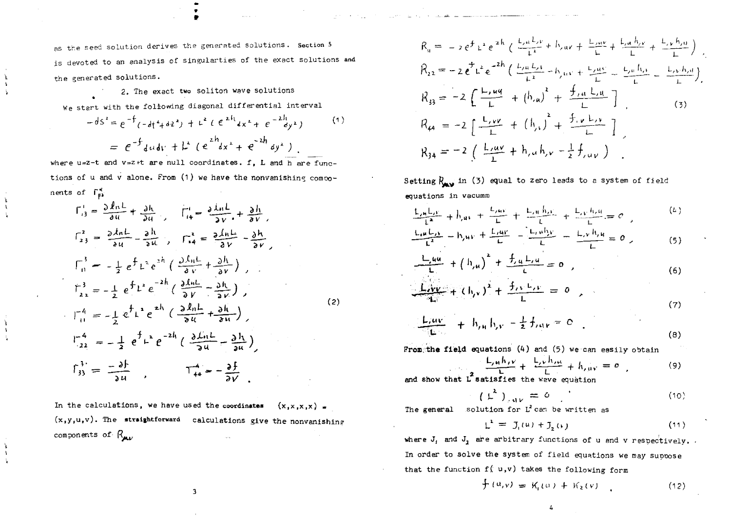as the seed solution derives the generated solutions. Section 5 is devoted to an analysis of singularties of the exact solutions and the generated solutions.

## 2. The exact two soliton wave solutions

We start with the following diagonal differential interval

$$-ds^2 = e^{-f}(-dt^2+dz^2) + L^2(e^{2h}dx^2 + e^{-2h}dy^2) \tag{1}$$

$$= e^{-f}du\,dv + L^2(e^{2h}dx^2 + e^{-2h}dy^2).$$

where $u=z-t$ and $v=z+t$ are null coordinates. $f$, $L$ and $h$ are functions of $u$ and $v$ alone. From (1) we have the nonvanishing components of $\Gamma^\alpha_{\beta\gamma}$

$$\Gamma^1_{13} = \frac{\partial \ln L}{\partial u} + \frac{\partial h}{\partial u}, \quad \Gamma^1_{14} = \frac{\partial \ln L}{\partial v} + \frac{\partial h}{\partial v},$$

$$\Gamma^2_{23} = \frac{\partial \ln L}{\partial u} - \frac{\partial h}{\partial u}, \quad \Gamma^2_{24} = \frac{\partial \ln L}{\partial v} - \frac{\partial h}{\partial v},$$

$$\Gamma^3_{11} = -\frac{1}{2}e^f L^2 e^{2h}\left(\frac{\partial \ln L}{\partial v} + \frac{\partial h}{\partial v}\right),$$

$$\Gamma^3_{22} = -\frac{1}{2}e^f L^2 e^{-2h}\left(\frac{\partial \ln L}{\partial v} - \frac{\partial h}{\partial v}\right), \tag{2}$$

$$\Gamma^4_{11} = -\frac{1}{2}e^f L^2 e^{2h}\left(\frac{\partial \ln L}{\partial u} + \frac{\partial h}{\partial u}\right),$$

$$\Gamma^4_{22} = -\frac{1}{2}e^f L^2 e^{-2h}\left(\frac{\partial \ln L}{\partial u} - \frac{\partial h}{\partial u}\right),$$

$$\Gamma^3_{33} = -\frac{\partial f}{\partial u}, \qquad \Gamma^4_{44} = -\frac{\partial f}{\partial v}.$$

In the calculations, we have used the coordinates $(x,x,x,x) = (x,y,u,v)$. The straightforward calculations give the nonvanishing components of $R_{\mu\nu}$

$$R_{11} = -2e^f L^2 e^{2h}\left(\frac{L_{,u}L_{,v}}{L^2} + h_{,uv} + \frac{L_{,uv}}{L} + \frac{L_{,u}h_{,v}}{L} + \frac{L_{,v}h_{,u}}{L}\right),$$

$$R_{22} = -2e^f L^2 e^{-2h}\left(\frac{L_{,u}L_{,v}}{L^2} - h_{,uv} + \frac{L_{,uv}}{L} - \frac{L_{,u}h_{,v}}{L} - \frac{L_{,v}h_{,u}}{L}\right),$$

$$R_{33} = -2\left[\frac{L_{,uu}}{L} + (h_{,u})^2 + \frac{f_{,u}L_{,u}}{L}\right], \tag{3}$$

$$R_{44} = -2\left[\frac{L_{,vv}}{L} + (h_{,v})^2 + \frac{f_{,v}L_{,v}}{L}\right],$$

$$R_{34} = -2\left(\frac{L_{,uv}}{L} + h_{,u}h_{,v} - \frac{1}{2}f_{,uv}\right).$$

Setting $R_{\mu\nu}$ in (3) equal to zero leads to a system of field equations in vacumm

$$\frac{L_{,u}L_{,v}}{L^2} + h_{,uv} + \frac{L_{,uv}}{L} + \frac{L_{,u}h_{,v}}{L} + \frac{L_{,v}h_{,u}}{L} = 0, \tag{4}$$

$$\frac{L_{,u}L_{,v}}{L^2} - h_{,uv} + \frac{L_{,uv}}{L} - \frac{L_{,u}h_{,v}}{L} - \frac{L_{,v}h_{,u}}{L} = 0, \tag{5}$$

$$\frac{L_{,uu}}{L} + (h_{,u})^2 + \frac{f_{,u}L_{,u}}{L} = 0, \tag{6}$$

$$\frac{L_{,vv}}{L} + (h_{,v})^2 + \frac{f_{,v}L_{,v}}{L} = 0, \tag{7}$$

$$\frac{L_{,uv}}{L} + h_{,u}h_{,v} - \frac{1}{2}f_{,uv} = 0. \tag{8}$$

From the field equations (4) and (5) we can easily obtain

$$\frac{L_{,u}h_{,v}}{L} + \frac{L_{,v}h_{,u}}{L} + h_{,uv} = 0, \tag{9}$$

and show that $L^2$ satisfies the wave equation

$$(L^2)_{,uv} = 0. \tag{10}$$

The general solution for $L^2$ can be written as

$$L^2 = J_1(u) + J_2(v) \tag{11}$$

where $J_1$ and $J_2$ are arbitrary functions of $u$ and $v$ respectively. In order to solve the system of field equations we may suppose that the function $f(u,v)$ takes the following form

$$f(u,v) = K_1(u) + K_2(v) \tag{12}$$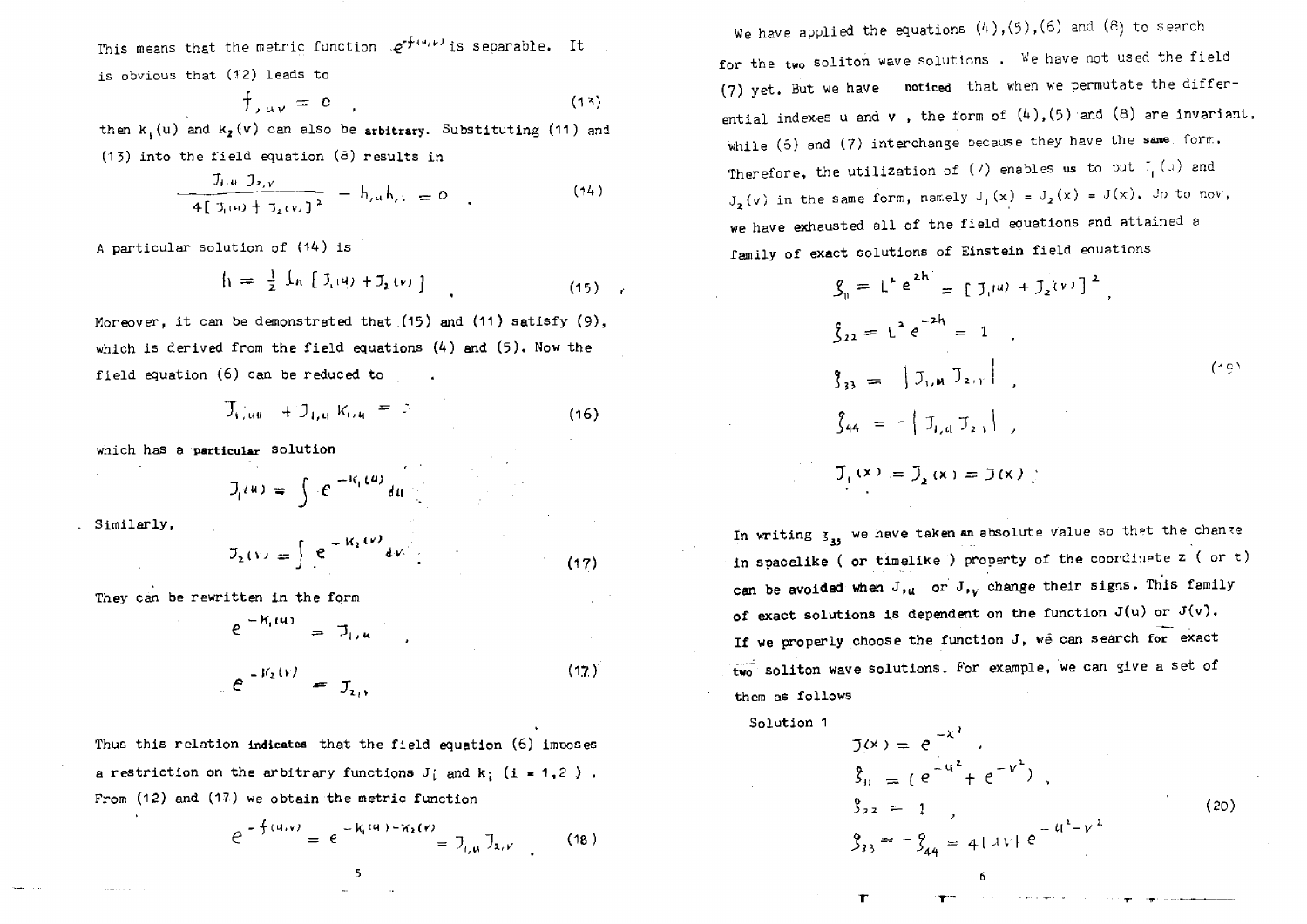This means that the metric function $e^{-f(u,v)}$ is separable. It is obvious that (12) leads to

$$f_{,uv} = 0 \quad , \tag{13}$$

then $k_1(u)$ and $k_2(v)$ can also be **arbitrary**. Substituting (11) and (13) into the field equation (8) results in

$$\frac{J_{1,u} J_{2,v}}{4[J_1(u) + J_2(v)]^2} - h_{,u}h_{,v} = 0 \quad . \tag{14}$$

A particular solution of (14) is

$$h = \frac{1}{2} \ln [J_1(u) + J_2(v)] \quad . \tag{15}$$

Moreover, it can be demonstrated that (15) and (11) satisfy (9), which is derived from the field equations (4) and (5). Now the field equation (6) can be reduced to

$$J_{1,uu} + J_{1,u} K_{1,u} = 0 \tag{16}$$

which has a **particular** solution

$$J_1(u) = \int e^{-K_1(u)} du$$

Similarly,

$$J_2(v) = \int e^{-K_2(v)} dv \quad . \tag{17}$$

They can be rewritten in the form

$$e^{-K_1(u)} = J_{1,u} \quad ,$$

$$e^{-K_2(v)} = J_{2,v} \tag{17'}$$

Thus this relation **indicates** that the field equation (6) imposes a restriction on the arbitrary functions $J_i$ and $k_i$ ($i = 1,2$). From (12) and (17) we obtain the metric function

$$e^{-f(u,v)} = e^{-K_1(u) - K_2(v)} = J_{1,u} J_{2,v} \quad . \tag{18}$$

We have applied the equations (4),(5),(6) and (8) to search for the **two** soliton wave solutions. We have not used the field (7) yet. But we have **noticed** that when we permutate the differential indexes u and v, the form of (4),(5) and (8) are invariant, while (6) and (7) interchange because they have the **same** form. Therefore, the utilization of (7) enables **us** to put $J_1(u)$ and $J_2(v)$ in the same form, namely $J_1(x) = J_2(x) = J(x)$. Up to now, we have exhausted all of the field equations and attained a family of exact solutions of Einstein field equations

$$\begin{aligned}
g_{11} &= L^2 e^{2h} = [J_1(u) + J_2(v)]^2 \, , \\
g_{22} &= L^2 e^{-2h} = 1 \quad , \\
g_{33} &= |J_{1,u} J_{2,v}| \quad , \\
g_{44} &= -|J_{1,u} J_{2,v}| \quad , \\
J_1(x) &= J_2(x) = J(x) \quad ;
\end{aligned} \tag{19}$$

In writing $g_{33}$ we have taken **an** absolute value so that the change in spacelike ( or timelike ) property of the coordinate z ( or t ) can be avoided when $J_{,u}$ or $J_{,v}$ change their signs. This family of exact solutions is dependent on the function $J(u)$ or $J(v)$. If we properly choose the function J, we can search for exact **two** soliton wave solutions. For example, we can give a set of them as follows

Solution 1

$$\begin{aligned}
J(x) &= e^{-x^2} \quad , \\
g_{11} &= ( e^{-u^2} + e^{-v^2} ) \quad , \\
g_{22} &= 1 \quad , \\
g_{33} &= -g_{44} = 4|uv| \, e^{-u^2-v^2}
\end{aligned} \tag{20}$$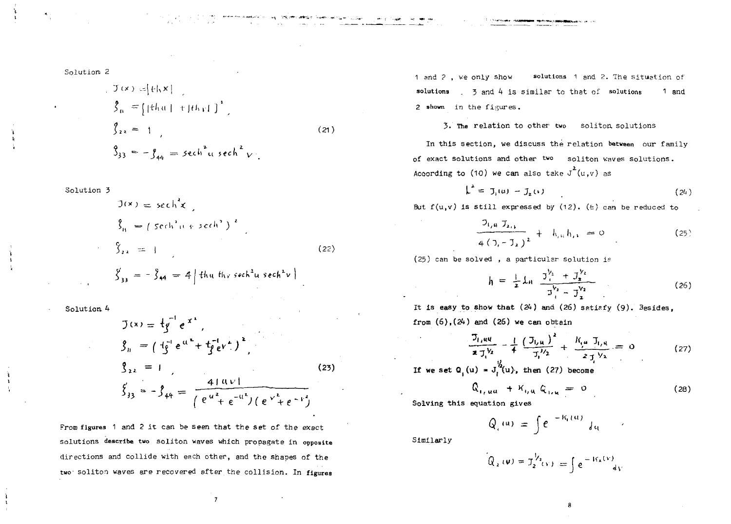Solution 2

$$
\begin{aligned}
&J(x) = |\operatorname{th} x| , \\
&g_{11} = [\,|\operatorname{th} u| + |\operatorname{th} v|\,]^2 , \\
&g_{22} = 1 , \\
&g_{33} = -g_{44} = \operatorname{sech}^2 u \operatorname{sech}^2 v .
\end{aligned}
\tag{21}
$$

Solution 3

$$
\begin{aligned}
&J(x) = \operatorname{sech}^2 x , \\
&g_{11} = (\operatorname{sech}^2 u + \operatorname{sech}^2)^2 , \\
&g_{22} = 1 , \\
&g_{33} = -g_{44} = 4\,|\operatorname{th} u \operatorname{th} v \operatorname{sech}^2 u \operatorname{sech}^2 v| 
\end{aligned}
\tag{22}
$$

Solution 4

$$
\begin{aligned}
&J(x) = \operatorname{tg}^{-1} e^{x^2} , \\
&g_{11} = (\operatorname{tg}^{-1} e^{u^2} + \operatorname{tg}^{-1} e^{v^2})^2 , \\
&g_{22} = 1 , \\
&g_{33} = -g_{44} = \frac{4\,|uv|}{(e^{u^2} + e^{-u^2})(e^{v^2} + e^{-v^2})}
\end{aligned}
\tag{23}
$$

From figures 1 and 2 it can be seen that the set of the exact solutions describe two soliton waves which propagate in opposite directions and collide with each other, and the shapes of the two soliton waves are recovered after the collision. In figures 1 and 2, we only show solutions 1 and 2. The situation of solutions 3 and 4 is similar to that of solutions 1 and 2 shown in the figures.

## 3. The relation to other two soliton solutions

In this section, we discuss the relation between our family of exact solutions and other two soliton waves solutions. According to (10) we can also take $J^2(u,v)$ as

$$
L^2 = J_1(u) - J_2(v) \tag{24}
$$

But $f(u,v)$ is still expressed by (12). (8) can be reduced to

$$
\frac{J_{1,u}\, J_{2,v}}{4\,(J_1 - J_2)^2} + h_{,u} h_{,v} = 0 \tag{25}
$$

(25) can be solved , a particular solution is

$$
h = \frac{1}{2} \ln \frac{J_1^{1/2} + J_2^{1/2}}{J_1^{1/2} - J_2^{1/2}} \tag{26}
$$

It is easy to show that (24) and (26) satisfy (9). Besides, from (6),(24) and (26) we can obtain

$$
\frac{J_{1,uu}}{2 J_1^{1/2}} - \frac{1}{4} \frac{(J_{1,u})^2}{J_1^{3/2}} + \frac{K_{1,u}\, J_{1,u}}{2 J_1^{1/2}} = 0 \tag{27}
$$

If we set $Q_1(u) = J_1^{1/2}(u)$, then (27) become

$$
Q_{1,uu} + K_{1,u}\, Q_{1,u} = 0 \tag{28}
$$

Solving this equation gives

$$
Q_1(u) = \int e^{-K_1(u)}\, du ,
$$

Similarly

$$
Q_2(v) = J_2^{1/2}(v) = \int e^{-K_2(v)}\, dv
$$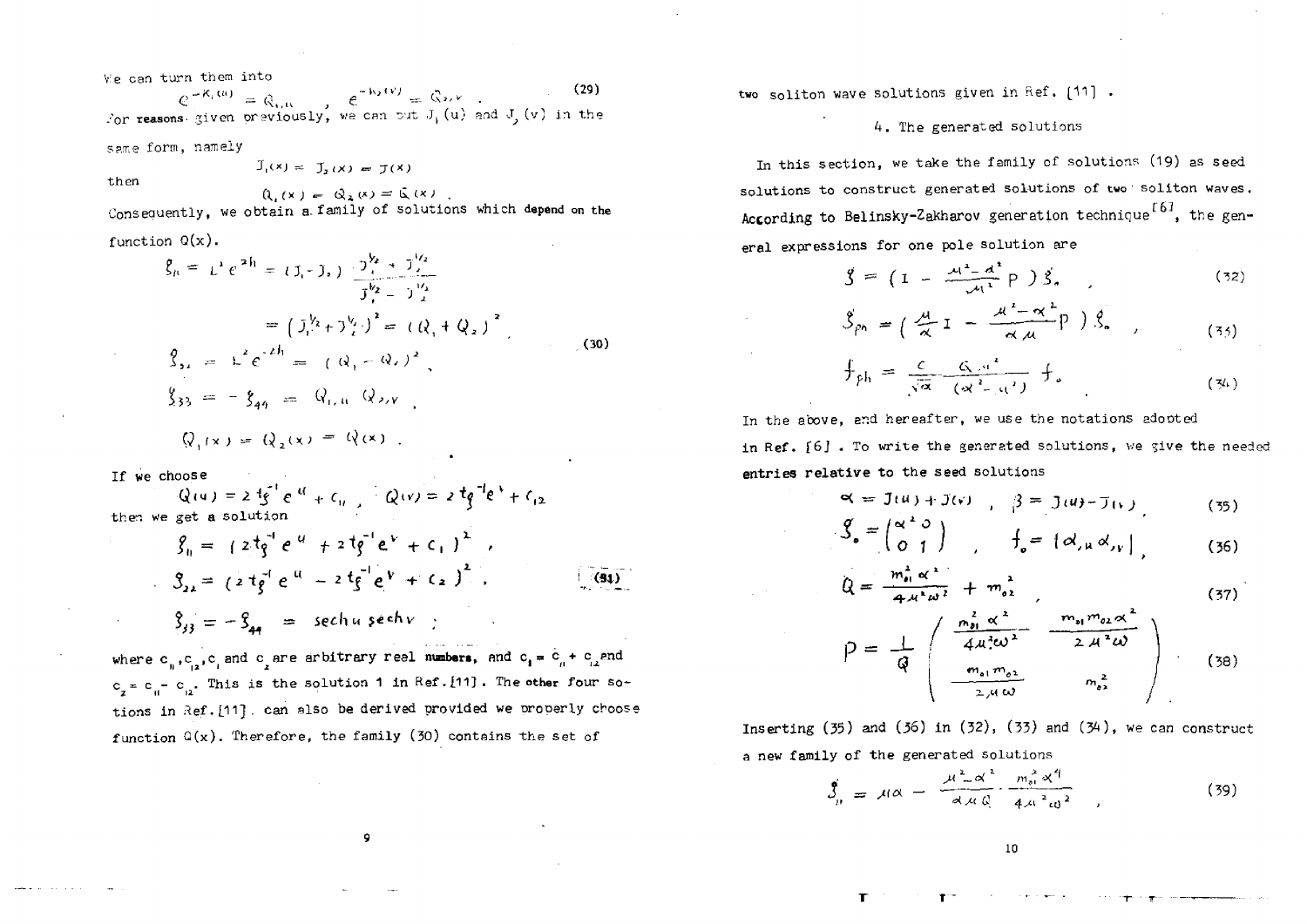We can turn them into

$$e^{-K_1(u)} = Q_{1,u} \quad , \quad e^{-K_2(v)} = Q_{2,v} \quad . \tag{29}$$

For reasons given previously, we can put $J_1(u)$ and $J_2(v)$ in the same form, namely

$$J_1(x) = J_2(x) = J(x)$$

then

$$Q_1(x) = Q_2(x) = Q(x) \quad .$$

Consequently, we obtain a family of solutions which depend on the function $Q(x)$.

$$
\begin{aligned}
g_{11} &= L^2 e^{2h} = (J_1 - J_2) \frac{J_1^{1/2} + J_2^{1/2}}{J_1^{1/2} - J_2^{1/2}} \\
&= (J_1^{1/2} + J_2^{1/2})^2 = (Q_1 + Q_2)^2 \\
g_{22} &= L^2 e^{-2h} = (Q_1 - Q_2)^2 , \\
g_{33} &= - g_{44} = Q_{1,u} Q_{2,v} \\
Q_1(x) &= Q_2(x) = Q(x) \quad .
\end{aligned}
\tag{30}
$$

If we choose

$$Q(u) = 2\,\mathrm{tg}^{-1} e^{u} + c_{11} \quad , \quad Q(v) = 2\,\mathrm{tg}^{-1} e^{v} + c_{12}$$

then we get a solution

$$
\begin{aligned}
g_{11} &= (2\,\mathrm{tg}^{-1} e^{u} + 2\,\mathrm{tg}^{-1} e^{v} + c_1)^2 \quad , \\
g_{22} &= (2\,\mathrm{tg}^{-1} e^{u} - 2\,\mathrm{tg}^{-1} e^{v} + c_2)^2 \quad . \\
g_{33} &= - g_{44} = \mathrm{sech}\, u \,\mathrm{sech}\, v \quad ;
\end{aligned}
\tag{31}
$$

where $c_{11}, c_{12}, c_1$ and $c_2$ are arbitrary real numbers, and $c_1 = c_{11} + c_{12}$ and $c_2 = c_{11} - c_{12}$. This is the solution 1 in Ref. [11]. The other four solutions in Ref. [11] can also be derived provided we properly choose function $Q(x)$. Therefore, the family (30) contains the set of two soliton wave solutions given in Ref. [11] .

## 4. The generated solutions

In this section, we take the family of solutions (19) as seed solutions to construct generated solutions of two soliton waves. According to Belinsky-Zakharov generation technique[6], the general expressions for one pole solution are

$$g = \left( I - \frac{\mu^2 - \alpha^2}{\mu^2} P \right) g_0 \quad , \tag{32}$$

$$g_{ph} = \left( \frac{\mu}{\alpha} I - \frac{\mu^2 - \alpha^2}{\alpha \mu} P \right) g_0 \quad , \tag{33}$$

$$f_{ph} = \frac{C}{\sqrt{\alpha}} \frac{Q\, \mu^2}{(\alpha^2 - \mu^2)} f_0 \tag{34}$$

In the above, and hereafter, we use the notations adopted in Ref. [6] . To write the generated solutions, we give the needed entries relative to the seed solutions

$$\alpha = J(u) + J(v) \quad , \quad \beta = J(u) - J(v) \quad , \tag{35}$$

$$g_0 = \begin{pmatrix} \alpha^2 & 0 \\ 0 & 1 \end{pmatrix} \quad , \quad f_0 = |\alpha_{,u} \alpha_{,v}| \quad , \tag{36}$$

$$Q = \frac{m_{01}^2 \alpha^2}{4\mu^2 \omega^2} + m_{02}^2 \quad , \tag{37}$$

$$P = \frac{1}{Q} \begin{pmatrix} \dfrac{m_{01}^2 \alpha^2}{4\mu^2 \omega^2} & \dfrac{m_{01} m_{02} \alpha^2}{2\mu^2 \omega} \\ \dfrac{m_{01} m_{02}}{2\mu \omega} & m_{02}^2 \end{pmatrix} \tag{38}$$

Inserting (35) and (36) in (32), (33) and (34), we can construct a new family of the generated solutions

$$g_{11} = \mu \alpha - \frac{\mu^2 - \alpha^2}{\alpha \mu Q} \cdot \frac{m_{01}^2 \alpha^4}{4\mu^2 \omega^2} \quad , \tag{39}$$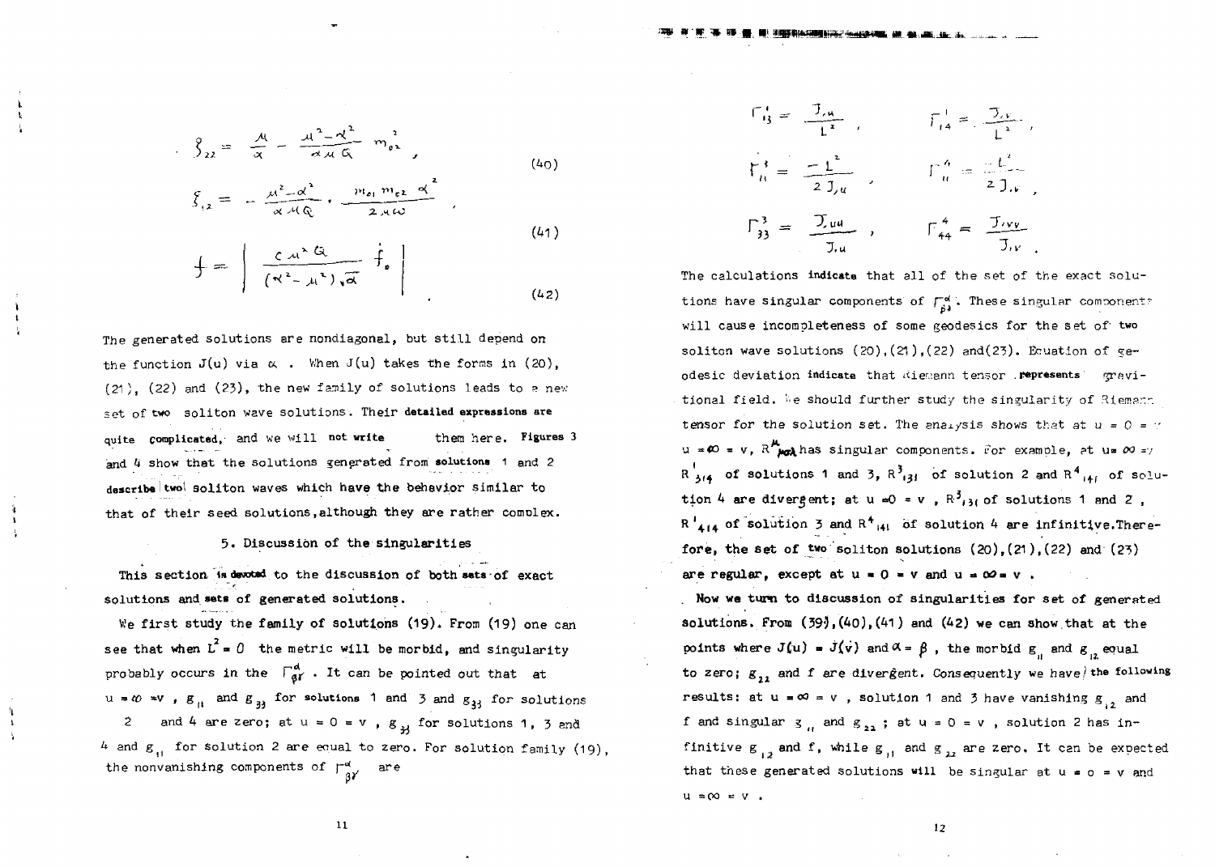$$g_{22} = \frac{\mu}{\alpha} - \frac{\mu^2 - \alpha^2}{\alpha \mu G} m_{02}^2 , \tag{40}$$

$$g_{12} = -\frac{\mu^2 - \alpha^2}{\alpha \mu G} \cdot \frac{m_{01} m_{02} \alpha^2}{2 \mu \omega} , \tag{41}$$

$$f = \left| \frac{c \mu^2 G}{(\alpha^2 - \mu^2) \sqrt{\alpha}} f_0 \right| \tag{42}$$

The generated solutions are nondiagonal, but still depend on the function $J(u)$ via $\alpha$. When $J(u)$ takes the forms in (20), (21), (22) and (23), the new family of solutions leads to a new set of two soliton wave solutions. Their detailed expressions are quite complicated, and we will not write them here. Figures 3 and 4 show that the solutions generated from solutions 1 and 2 describe two soliton waves which have the behavior similar to that of their seed solutions, although they are rather complex.

## 5. Discussion of the singularities

This section is devoted to the discussion of both sets of exact solutions and sets of generated solutions.

We first study the family of solutions (19). From (19) one can see that when $L^2 = 0$ the metric will be morbid, and singularity probably occurs in the $\Gamma^{\alpha}_{\beta\gamma}$. It can be pointed out that at $u = \infty = v$, $g_{11}$ and $g_{33}$ for solutions 1 and 3 and $g_{33}$ for solutions 2 and 4 are zero; at $u = 0 = v$, $g_{33}$ for solutions 1, 3 and 4 and $g_{11}$ for solution 2 are equal to zero. For solution family (19), the nonvanishing components of $\Gamma^{\alpha}_{\beta\gamma}$ are

$$\Gamma^1_{13} = \frac{J_{,u}}{L^2} , \qquad \Gamma^1_{14} = \frac{J_{,v}}{L^2} ,$$

$$\Gamma^3_{11} = \frac{-L^2}{2 J_{,u}} , \qquad \Gamma^4_{11} = \frac{-L^2}{2 J_{,v}} ,$$

$$\Gamma^3_{33} = \frac{J_{,uu}}{J_{,u}} , \qquad \Gamma^4_{44} = \frac{J_{,vv}}{J_{,v}} .$$

The calculations indicate that all of the set of the exact solutions have singular components of $\Gamma^{\alpha}_{\beta\lambda}$. These singular components will cause incompleteness of some geodesics for the set of two soliton wave solutions (20), (21), (22) and (23). Equation of geodesic deviation indicate that Riemann tensor represents gravitional field. We should further study the singularity of Riemann tensor for the solution set. The analysis shows that at $u = 0 = v$, $u = \infty = v$, $R^{\mu}_{\nu\alpha\lambda}$ has singular components. For example, at $u = \infty = v$ $R^1_{314}$ of solutions 1 and 3, $R^3_{131}$ of solution 2 and $R^4_{141}$ of solution 4 are divergent; at $u = 0 = v$, $R^3_{131}$ of solutions 1 and 2, $R^1_{414}$ of solution 3 and $R^4_{141}$ of solution 4 are infinitive. Therefore, the set of two soliton solutions (20), (21), (22) and (23) are regular, except at $u = 0 = v$ and $u = \infty = v$.

Now we turn to discussion of singularities for set of generated solutions. From (39), (40), (41) and (42) we can show that at the points where $J(u) = J(v)$ and $\alpha = \beta$, the morbid $g_{11}$ and $g_{12}$ equal to zero; $g_{22}$ and $f$ are divergent. Consequently we have the following results: at $u = \infty = v$, solution 1 and 3 have vanishing $g_{12}$ and $f$ and singular $g_{11}$ and $g_{22}$; at $u = 0 = v$, solution 2 has infinitive $g_{12}$ and $f$, while $g_{11}$ and $g_{22}$ are zero. It can be expected that these generated solutions will be singular at $u = 0 = v$ and $u = \infty = v$.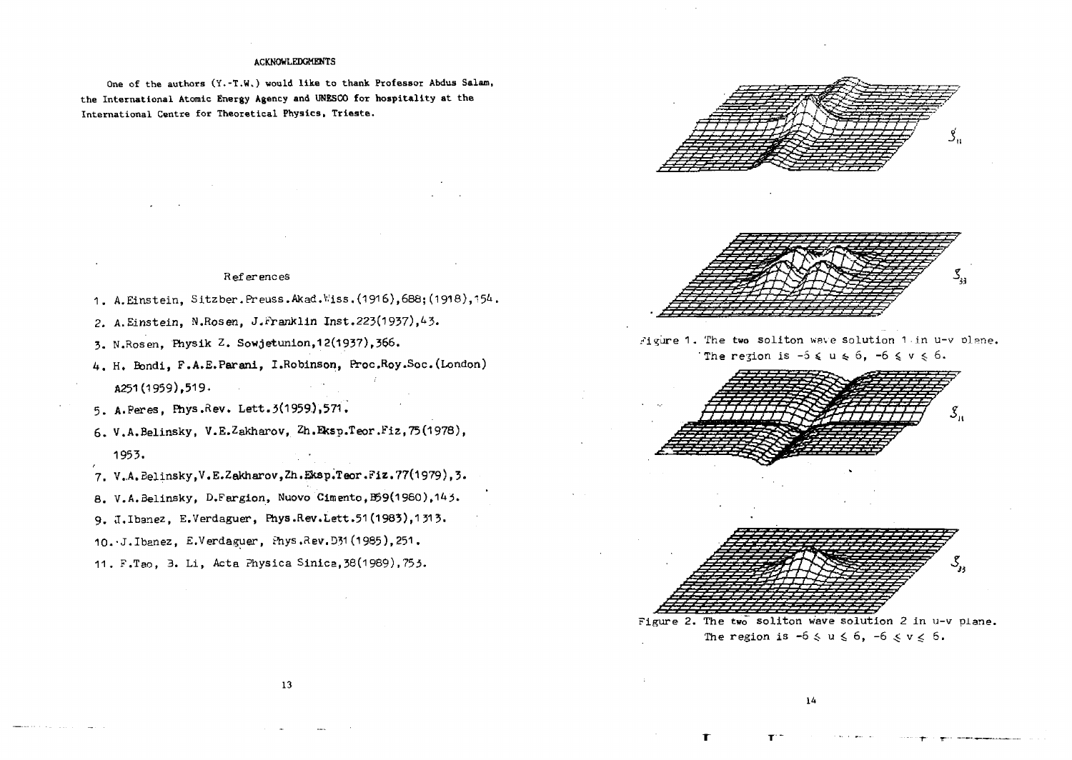## ACKNOWLEDGMENTS

One of the authors (Y.-T.W.) would like to thank Professor Abdus Salam, the International Atomic Energy Agency and UNESCO for hospitality at the International Centre for Theoretical Physics, Trieste.

## References

1. A.Einstein, Sitzber.Preuss.Akad.Wiss.(1916),688;(1918),154.
2. A.Einstein, N.Rosen, J.Franklin Inst.223(1937),43.
3. N.Rosen, Physik Z. Sowjetunion,12(1937),366.
4. H. Bondi, F.A.E.Parani, I.Robinson, Proc.Roy.Soc.(London) A251(1959),519.
5. A.Peres, Phys.Rev. Lett.3(1959),571.
6. V.A.Belinsky, V.E.Zakharov, Zh.Eksp.Teor.Fiz,75(1978), 1953.
7. V.A.Belinsky,V.E.Zakharov,Zh.Eksp.Teor.Fiz.77(1979),3.
8. V.A.Belinsky, D.Fargion, Nuovo Cimento,B59(1980),143.
9. J.Ibanez, E.Verdaguer, Phys.Rev.Lett.51(1983),1313.
10. J.Ibanez, E.Verdaguer, Phys.Rev.D31(1985),251.
11. F.Tao, B. Li, Acta Physica Sinica,38(1989),753.

$\xi_{11}$

$\xi_{33}$

Figure 1. The two soliton wave solution 1 in u-v plane. The region is $-6 \leq u \leq 6$, $-6 \leq v \leq 6$.

$\xi_{11}$

$\xi_{33}$

Figure 2. The two soliton wave solution 2 in u-v plane. The region is $-6 \leq u \leq 6$, $-6 \leq v \leq 6$.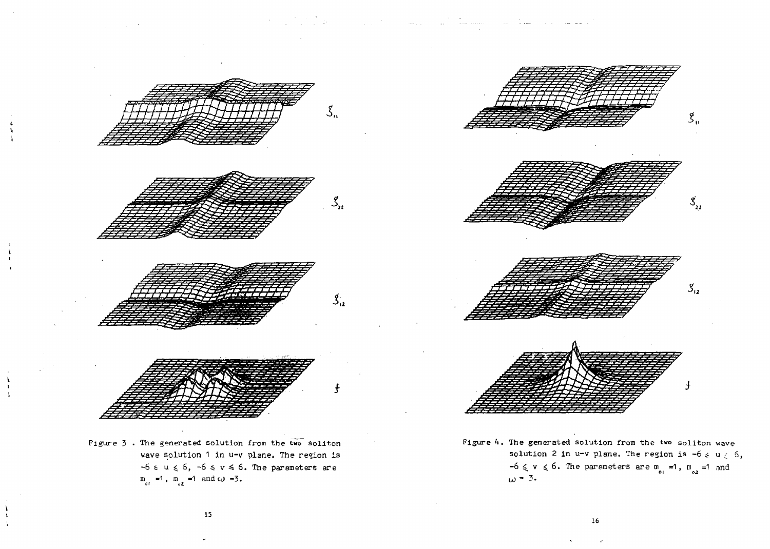$g_{11}$

$g_{22}$

$g_{12}$

$f$

Figure 3 . The generated solution from the two soliton wave solution 1 in u-v plane. The region is $-6 \leq u \leq 6$, $-6 \leq v \leq 6$. The parameters are $m_{c1} = 1$, $m_{c2} = 1$ and $\omega = 3$.

$g_{11}$

$g_{22}$

$g_{12}$

$f$

Figure 4. The generated solution from the two soliton wave solution 2 in u-v plane. The region is $-6 \leq u \leq 6$, $-6 \leq v \leq 6$. The parameters are $m_{01} = 1$, $m_{02} = 1$ and $\omega = 3$.